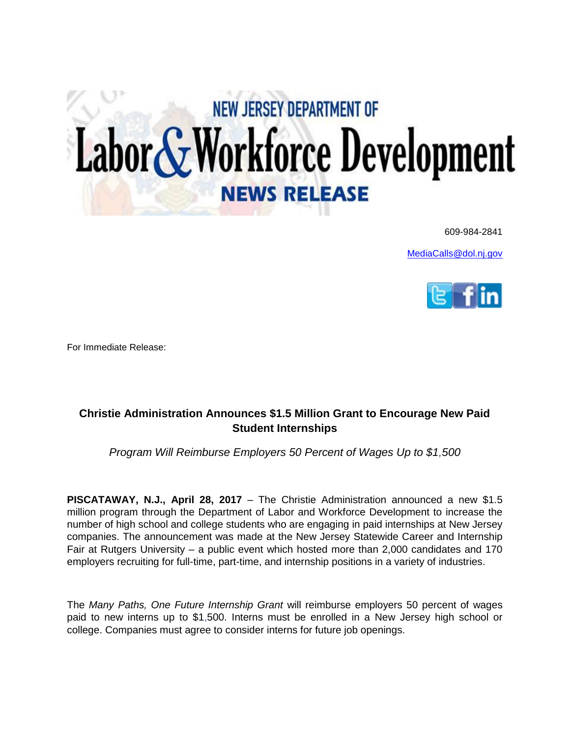# NEW JERSEY DEPARTMENT OF Labor & Workforce Development NEWS RELEASE

609-984-2841

MediaCalls@dol.nj.gov

For Immediate Release:

## Christie Administration Announces $1.5 Million Grant to Encourage New Paid Student Internships

*Program Will Reimburse Employers 50 Percent of Wages Up to $1,500*

**PISCATAWAY, N.J., April 28, 2017** – The Christie Administration announced a new $1.5 million program through the Department of Labor and Workforce Development to increase the number of high school and college students who are engaging in paid internships at New Jersey companies. The announcement was made at the New Jersey Statewide Career and Internship Fair at Rutgers University – a public event which hosted more than 2,000 candidates and 170 employers recruiting for full-time, part-time, and internship positions in a variety of industries.

The *Many Paths, One Future Internship Grant* will reimburse employers 50 percent of wages paid to new interns up to $1,500. Interns must be enrolled in a New Jersey high school or college. Companies must agree to consider interns for future job openings.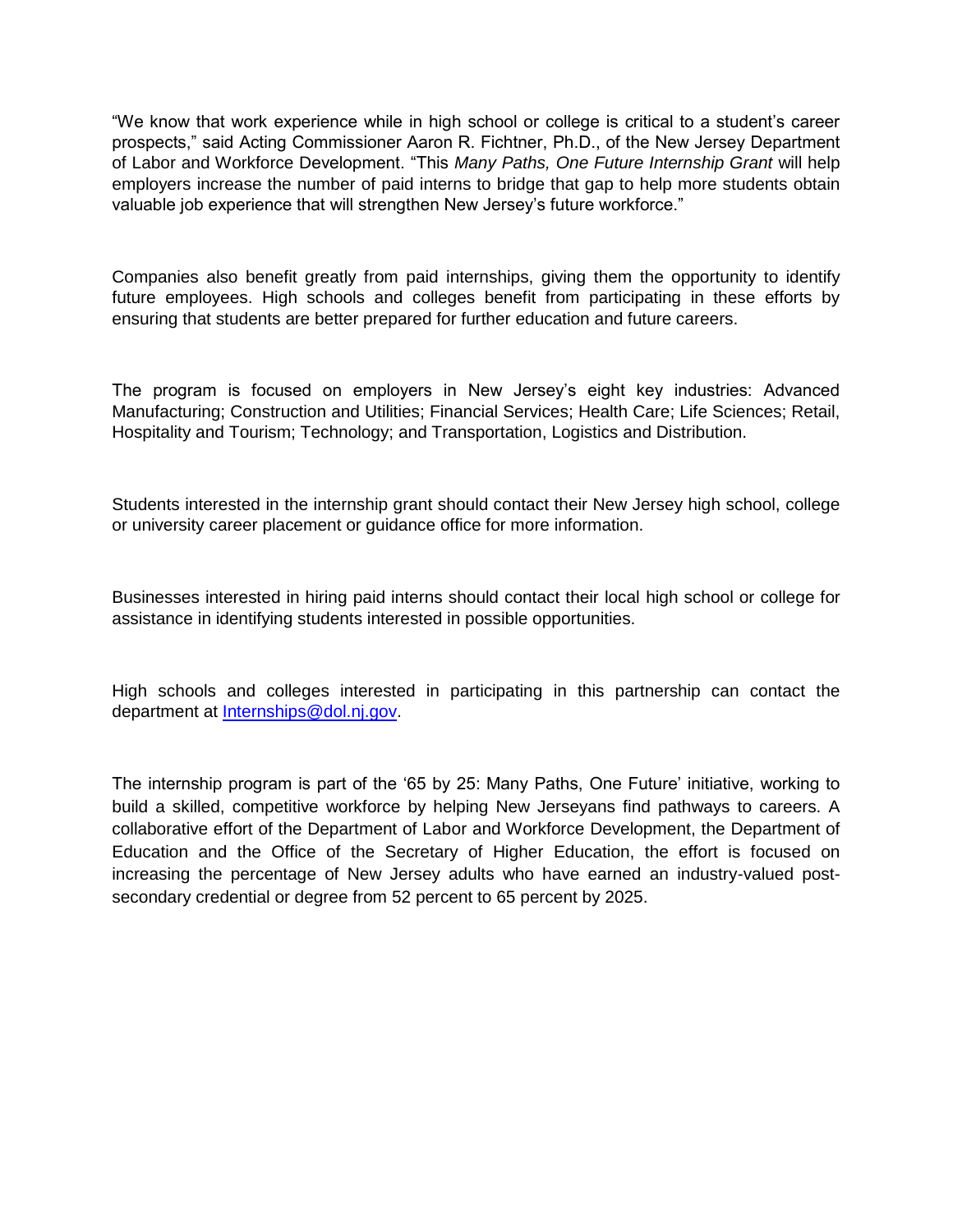"We know that work experience while in high school or college is critical to a student's career prospects," said Acting Commissioner Aaron R. Fichtner, Ph.D., of the New Jersey Department of Labor and Workforce Development. "This *Many Paths, One Future Internship Grant* will help employers increase the number of paid interns to bridge that gap to help more students obtain valuable job experience that will strengthen New Jersey's future workforce."

Companies also benefit greatly from paid internships, giving them the opportunity to identify future employees. High schools and colleges benefit from participating in these efforts by ensuring that students are better prepared for further education and future careers.

The program is focused on employers in New Jersey's eight key industries: Advanced Manufacturing; Construction and Utilities; Financial Services; Health Care; Life Sciences; Retail, Hospitality and Tourism; Technology; and Transportation, Logistics and Distribution.

Students interested in the internship grant should contact their New Jersey high school, college or university career placement or guidance office for more information.

Businesses interested in hiring paid interns should contact their local high school or college for assistance in identifying students interested in possible opportunities.

High schools and colleges interested in participating in this partnership can contact the department at [Internships@dol.nj.gov](mailto:Internships@dol.nj.gov).

The internship program is part of the '65 by 25: Many Paths, One Future' initiative, working to build a skilled, competitive workforce by helping New Jerseyans find pathways to careers. A collaborative effort of the Department of Labor and Workforce Development, the Department of Education and the Office of the Secretary of Higher Education, the effort is focused on increasing the percentage of New Jersey adults who have earned an industry-valued post-secondary credential or degree from 52 percent to 65 percent by 2025.